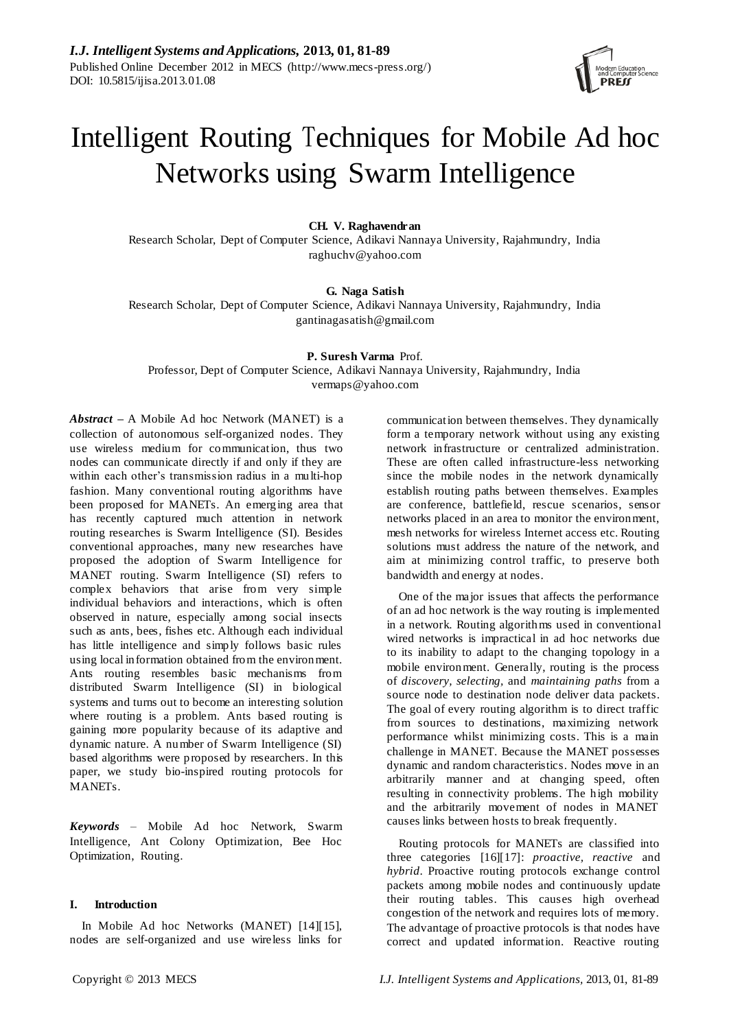# Intelligent Routing Techniques for Mobile Ad hoc Networks using Swarm Intelligence

**CH. V. Raghavendran**
Research Scholar, Dept of Computer Science, Adikavi Nannaya University, Rajahmundry, India
raghuchv@yahoo.com

**G. Naga Satish**
Research Scholar, Dept of Computer Science, Adikavi Nannaya University, Rajahmundry, India
gantinagasatish@gmail.com

**P. Suresh Varma** Prof.
Professor, Dept of Computer Science, Adikavi Nannaya University, Rajahmundry, India
vermaps@yahoo.com

***Abstract*** **–** A Mobile Ad hoc Network (MANET) is a collection of autonomous self-organized nodes. They use wireless medium for communication, thus two nodes can communicate directly if and only if they are within each other's transmission radius in a multi-hop fashion. Many conventional routing algorithms have been proposed for MANETs. An emerging area that has recently captured much attention in network routing researches is Swarm Intelligence (SI). Besides conventional approaches, many new researches have proposed the adoption of Swarm Intelligence for MANET routing. Swarm Intelligence (SI) refers to complex behaviors that arise from very simple individual behaviors and interactions, which is often observed in nature, especially among social insects such as ants, bees, fishes etc. Although each individual has little intelligence and simply follows basic rules using local information obtained from the environment. Ants routing resembles basic mechanisms from distributed Swarm Intelligence (SI) in biological systems and turns out to become an interesting solution where routing is a problem. Ants based routing is gaining more popularity because of its adaptive and dynamic nature. A number of Swarm Intelligence (SI) based algorithms were proposed by researchers. In this paper, we study bio-inspired routing protocols for MANETs.

***Keywords*** – Mobile Ad hoc Network, Swarm Intelligence, Ant Colony Optimization, Bee Hoc Optimization, Routing.

## I. Introduction

In Mobile Ad hoc Networks (MANET) [14][15], nodes are self-organized and use wireless links for communication between themselves. They dynamically form a temporary network without using any existing network infrastructure or centralized administration. These are often called infrastructure-less networking since the mobile nodes in the network dynamically establish routing paths between themselves. Examples are conference, battlefield, rescue scenarios, sensor networks placed in an area to monitor the environment, mesh networks for wireless Internet access etc. Routing solutions must address the nature of the network, and aim at minimizing control traffic, to preserve both bandwidth and energy at nodes.

One of the major issues that affects the performance of an ad hoc network is the way routing is implemented in a network. Routing algorithms used in conventional wired networks is impractical in ad hoc networks due to its inability to adapt to the changing topology in a mobile environment. Generally, routing is the process of *discovery, selecting*, and *maintaining paths* from a source node to destination node deliver data packets. The goal of every routing algorithm is to direct traffic from sources to destinations, maximizing network performance whilst minimizing costs. This is a main challenge in MANET. Because the MANET possesses dynamic and random characteristics. Nodes move in an arbitrarily manner and at changing speed, often resulting in connectivity problems. The high mobility and the arbitrarily movement of nodes in MANET causes links between hosts to break frequently.

Routing protocols for MANETs are classified into three categories [16][17]: *proactive, reactive* and *hybrid*. Proactive routing protocols exchange control packets among mobile nodes and continuously update their routing tables. This causes high overhead congestion of the network and requires lots of memory. The advantage of proactive protocols is that nodes have correct and updated information. Reactive routing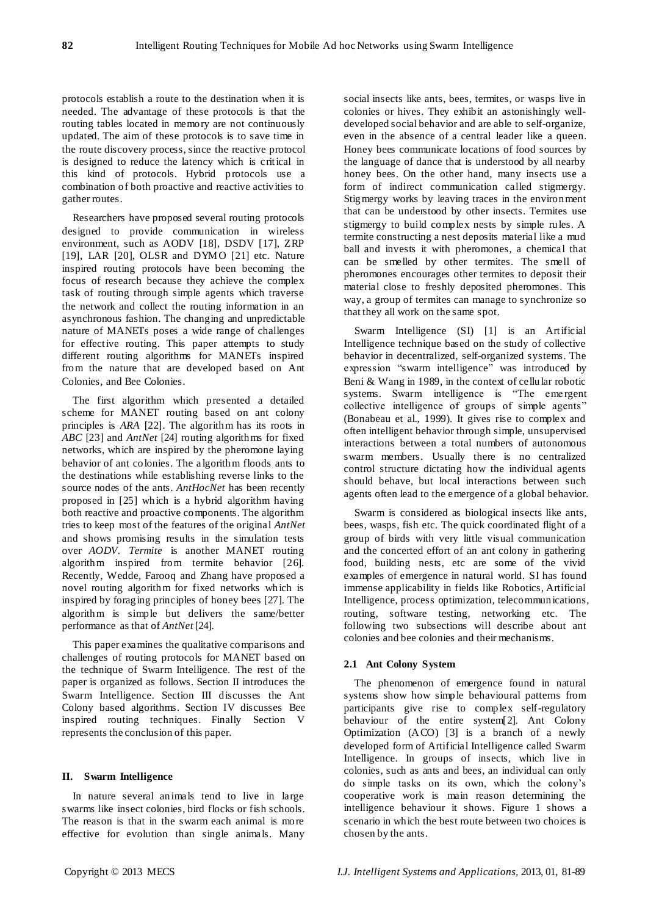protocols establish a route to the destination when it is needed. The advantage of these protocols is that the routing tables located in memory are not continuously updated. The aim of these protocols is to save time in the route discovery process, since the reactive protocol is designed to reduce the latency which is critical in this kind of protocols. Hybrid protocols use a combination of both proactive and reactive activities to gather routes.

Researchers have proposed several routing protocols designed to provide communication in wireless environment, such as AODV [18], DSDV [17], ZRP [19], LAR [20], OLSR and DYMO [21] etc. Nature inspired routing protocols have been becoming the focus of research because they achieve the complex task of routing through simple agents which traverse the network and collect the routing information in an asynchronous fashion. The changing and unpredictable nature of MANETs poses a wide range of challenges for effective routing. This paper attempts to study different routing algorithms for MANETs inspired from the nature that are developed based on Ant Colonies, and Bee Colonies.

The first algorithm which presented a detailed scheme for MANET routing based on ant colony principles is *ARA* [22]. The algorithm has its roots in *ABC* [23] and *AntNet* [24] routing algorithms for fixed networks, which are inspired by the pheromone laying behavior of ant colonies. The algorithm floods ants to the destinations while establishing reverse links to the source nodes of the ants. *AntHocNet* has been recently proposed in [25] which is a hybrid algorithm having both reactive and proactive components. The algorithm tries to keep most of the features of the original *AntNet* and shows promising results in the simulation tests over *AODV*. *Termite* is another MANET routing algorithm inspired from termite behavior [26]. Recently, Wedde, Farooq and Zhang have proposed a novel routing algorithm for fixed networks which is inspired by foraging principles of honey bees [27]. The algorithm is simple but delivers the same/better performance as that of *AntNet* [24].

This paper examines the qualitative comparisons and challenges of routing protocols for MANET based on the technique of Swarm Intelligence. The rest of the paper is organized as follows. Section II introduces the Swarm Intelligence. Section III discusses the Ant Colony based algorithms. Section IV discusses Bee inspired routing techniques. Finally Section V represents the conclusion of this paper.

## II. Swarm Intelligence

In nature several animals tend to live in large swarms like insect colonies, bird flocks or fish schools. The reason is that in the swarm each animal is more effective for evolution than single animals. Many social insects like ants, bees, termites, or wasps live in colonies or hives. They exhibit an astonishingly well-developed social behavior and are able to self-organize, even in the absence of a central leader like a queen. Honey bees communicate locations of food sources by the language of dance that is understood by all nearby honey bees. On the other hand, many insects use a form of indirect communication called stigmergy. Stigmergy works by leaving traces in the environment that can be understood by other insects. Termites use stigmergy to build complex nests by simple rules. A termite constructing a nest deposits material like a mud ball and invests it with pheromones, a chemical that can be smelled by other termites. The smell of pheromones encourages other termites to deposit their material close to freshly deposited pheromones. This way, a group of termites can manage to synchronize so that they all work on the same spot.

Swarm Intelligence (SI) [1] is an Artificial Intelligence technique based on the study of collective behavior in decentralized, self-organized systems. The expression "swarm intelligence" was introduced by Beni & Wang in 1989, in the context of cellular robotic systems. Swarm intelligence is "The emergent collective intelligence of groups of simple agents" (Bonabeau et al., 1999). It gives rise to complex and often intelligent behavior through simple, unsupervised interactions between a total numbers of autonomous swarm members. Usually there is no centralized control structure dictating how the individual agents should behave, but local interactions between such agents often lead to the emergence of a global behavior.

Swarm is considered as biological insects like ants, bees, wasps, fish etc. The quick coordinated flight of a group of birds with very little visual communication and the concerted effort of an ant colony in gathering food, building nests, etc are some of the vivid examples of emergence in natural world. SI has found immense applicability in fields like Robotics, Artificial Intelligence, process optimization, telecommunications, routing, software testing, networking etc. The following two subsections will describe about ant colonies and bee colonies and their mechanisms.

### 2.1 Ant Colony System

The phenomenon of emergence found in natural systems show how simple behavioural patterns from participants give rise to complex self-regulatory behaviour of the entire system[2]. Ant Colony Optimization (ACO) [3] is a branch of a newly developed form of Artificial Intelligence called Swarm Intelligence. In groups of insects, which live in colonies, such as ants and bees, an individual can only do simple tasks on its own, which the colony's cooperative work is main reason determining the intelligence behaviour it shows. Figure 1 shows a scenario in which the best route between two choices is chosen by the ants.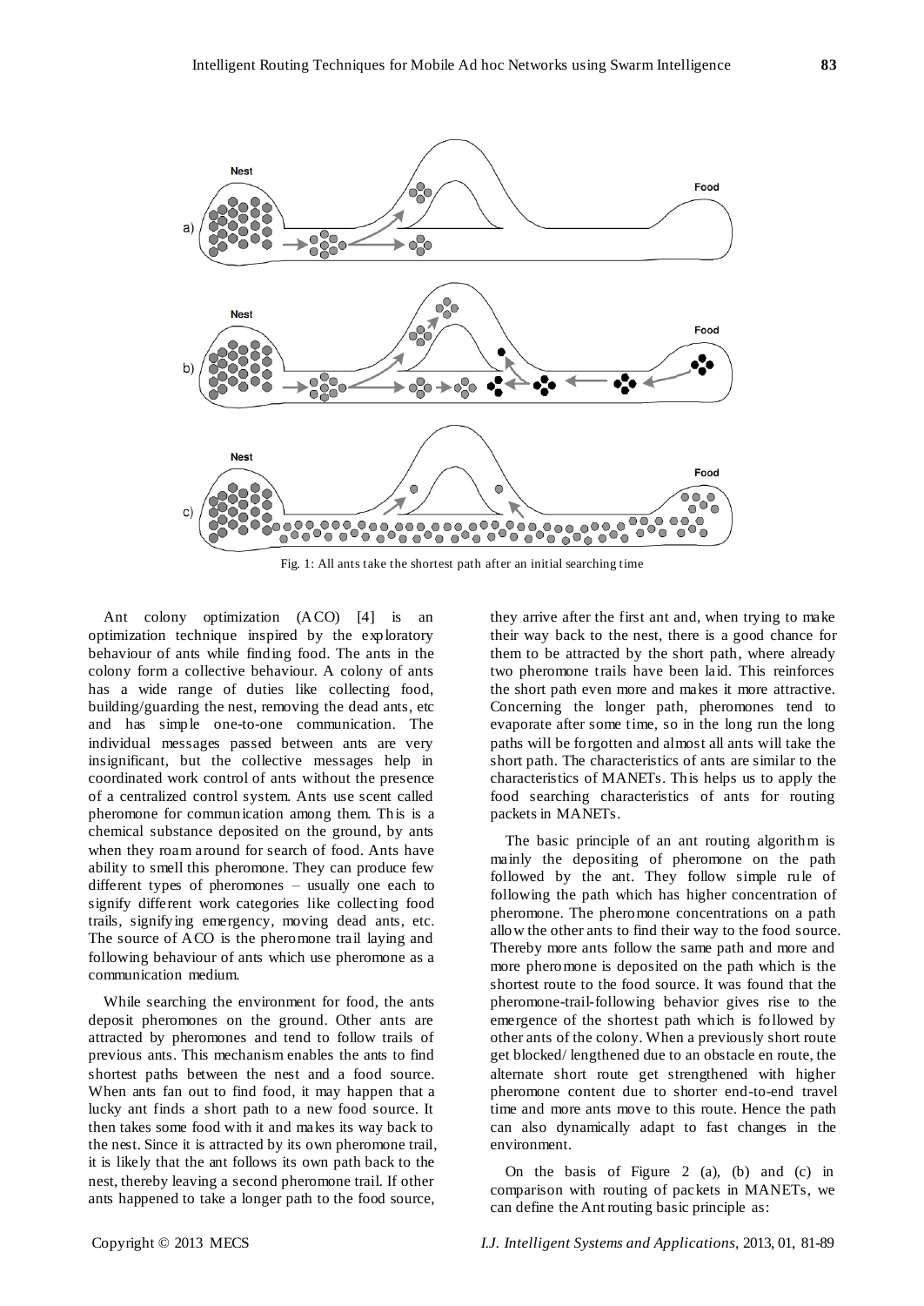Fig. 1: All ants take the shortest path after an initial searching time

Ant colony optimization (ACO) [4] is an optimization technique inspired by the exploratory behaviour of ants while finding food. The ants in the colony form a collective behaviour. A colony of ants has a wide range of duties like collecting food, building/guarding the nest, removing the dead ants, etc and has simple one-to-one communication. The individual messages passed between ants are very insignificant, but the collective messages help in coordinated work control of ants without the presence of a centralized control system. Ants use scent called pheromone for communication among them. This is a chemical substance deposited on the ground, by ants when they roam around for search of food. Ants have ability to smell this pheromone. They can produce few different types of pheromones – usually one each to signify different work categories like collecting food trails, signifying emergency, moving dead ants, etc. The source of ACO is the pheromone trail laying and following behaviour of ants which use pheromone as a communication medium.

While searching the environment for food, the ants deposit pheromones on the ground. Other ants are attracted by pheromones and tend to follow trails of previous ants. This mechanism enables the ants to find shortest paths between the nest and a food source. When ants fan out to find food, it may happen that a lucky ant finds a short path to a new food source. It then takes some food with it and makes its way back to the nest. Since it is attracted by its own pheromone trail, it is likely that the ant follows its own path back to the nest, thereby leaving a second pheromone trail. If other ants happened to take a longer path to the food source, they arrive after the first ant and, when trying to make their way back to the nest, there is a good chance for them to be attracted by the short path, where already two pheromone trails have been laid. This reinforces the short path even more and makes it more attractive. Concerning the longer path, pheromones tend to evaporate after some time, so in the long run the long paths will be forgotten and almost all ants will take the short path. The characteristics of ants are similar to the characteristics of MANETs. This helps us to apply the food searching characteristics of ants for routing packets in MANETs.

The basic principle of an ant routing algorithm is mainly the depositing of pheromone on the path followed by the ant. They follow simple rule of following the path which has higher concentration of pheromone. The pheromone concentrations on a path allow the other ants to find their way to the food source. Thereby more ants follow the same path and more and more pheromone is deposited on the path which is the shortest route to the food source. It was found that the pheromone-trail-following behavior gives rise to the emergence of the shortest path which is followed by other ants of the colony. When a previously short route get blocked/ lengthened due to an obstacle en route, the alternate short route get strengthened with higher pheromone content due to shorter end-to-end travel time and more ants move to this route. Hence the path can also dynamically adapt to fast changes in the environment.

On the basis of Figure 2 (a), (b) and (c) in comparison with routing of packets in MANETs, we can define the Ant routing basic principle as: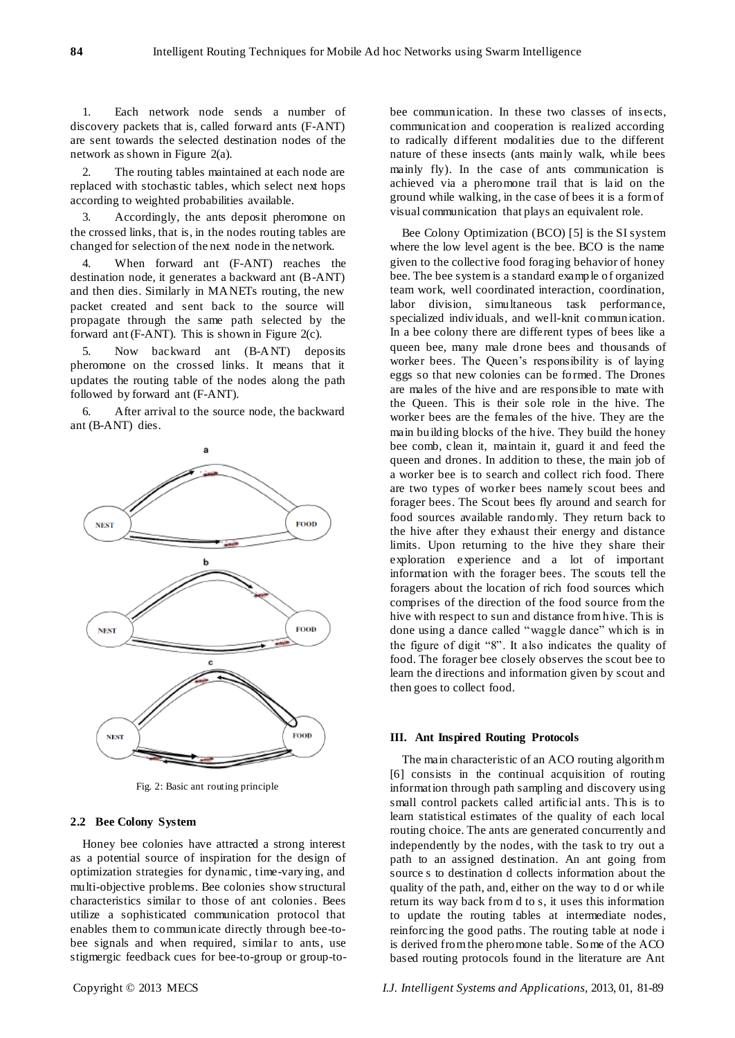1. Each network node sends a number of discovery packets that is, called forward ants (F-ANT) are sent towards the selected destination nodes of the network as shown in Figure 2(a).

2. The routing tables maintained at each node are replaced with stochastic tables, which select next hops according to weighted probabilities available.

3. Accordingly, the ants deposit pheromone on the crossed links, that is, in the nodes routing tables are changed for selection of the next node in the network.

4. When forward ant (F-ANT) reaches the destination node, it generates a backward ant (B-ANT) and then dies. Similarly in MANETs routing, the new packet created and sent back to the source will propagate through the same path selected by the forward ant (F-ANT). This is shown in Figure 2(c).

5. Now backward ant (B-ANT) deposits pheromone on the crossed links. It means that it updates the routing table of the nodes along the path followed by forward ant (F-ANT).

6. After arrival to the source node, the backward ant (B-ANT) dies.

Fig. 2: Basic ant routing principle

### 2.2 Bee Colony System

Honey bee colonies have attracted a strong interest as a potential source of inspiration for the design of optimization strategies for dynamic, time-varying, and multi-objective problems. Bee colonies show structural characteristics similar to those of ant colonies. Bees utilize a sophisticated communication protocol that enables them to communicate directly through bee-to-bee signals and when required, similar to ants, use stigmergic feedback cues for bee-to-group or group-to-bee communication. In these two classes of insects, communication and cooperation is realized according to radically different modalities due to the different nature of these insects (ants mainly walk, while bees mainly fly). In the case of ants communication is achieved via a pheromone trail that is laid on the ground while walking, in the case of bees it is a form of visual communication that plays an equivalent role.

Bee Colony Optimization (BCO) [5] is the SI system where the low level agent is the bee. BCO is the name given to the collective food foraging behavior of honey bee. The bee system is a standard example of organized team work, well coordinated interaction, coordination, labor division, simultaneous task performance, specialized individuals, and well-knit communication. In a bee colony there are different types of bees like a queen bee, many male drone bees and thousands of worker bees. The Queen's responsibility is of laying eggs so that new colonies can be formed. The Drones are males of the hive and are responsible to mate with the Queen. This is their sole role in the hive. The worker bees are the females of the hive. They are the main building blocks of the hive. They build the honey bee comb, clean it, maintain it, guard it and feed the queen and drones. In addition to these, the main job of a worker bee is to search and collect rich food. There are two types of worker bees namely scout bees and forager bees. The Scout bees fly around and search for food sources available randomly. They return back to the hive after they exhaust their energy and distance limits. Upon returning to the hive they share their exploration experience and a lot of important information with the forager bees. The scouts tell the foragers about the location of rich food sources which comprises of the direction of the food source from the hive with respect to sun and distance from hive. This is done using a dance called "waggle dance" which is in the figure of digit "8". It also indicates the quality of food. The forager bee closely observes the scout bee to learn the directions and information given by scout and then goes to collect food.

## III. Ant Inspired Routing Protocols

The main characteristic of an ACO routing algorithm [6] consists in the continual acquisition of routing information through path sampling and discovery using small control packets called artificial ants. This is to learn statistical estimates of the quality of each local routing choice. The ants are generated concurrently and independently by the nodes, with the task to try out a path to an assigned destination. An ant going from source s to destination d collects information about the quality of the path, and, either on the way to d or while return its way back from d to s, it uses this information to update the routing tables at intermediate nodes, reinforcing the good paths. The routing table at node i is derived from the pheromone table. Some of the ACO based routing protocols found in the literature are Ant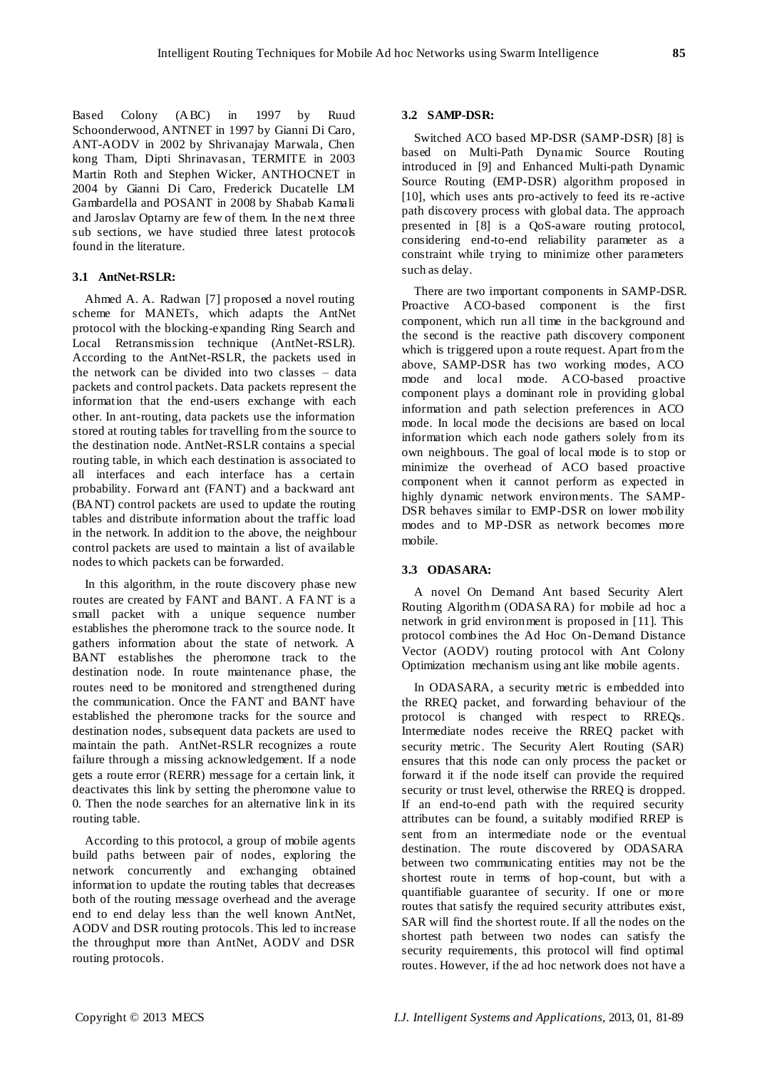Based Colony (ABC) in 1997 by Ruud Schoonderwood, ANTNET in 1997 by Gianni Di Caro, ANT-AODV in 2002 by Shrivanajay Marwala, Chen kong Tham, Dipti Shrinavasan, TERMITE in 2003 Martin Roth and Stephen Wicker, ANTHOCNET in 2004 by Gianni Di Caro, Frederick Ducatelle LM Gambardella and POSANT in 2008 by Shabab Kamali and Jaroslav Optarny are few of them. In the next three sub sections, we have studied three latest protocols found in the literature.

### 3.1 AntNet-RSLR:

Ahmed A. A. Radwan [7] proposed a novel routing scheme for MANETs, which adapts the AntNet protocol with the blocking-expanding Ring Search and Local Retransmission technique (AntNet-RSLR). According to the AntNet-RSLR, the packets used in the network can be divided into two classes – data packets and control packets. Data packets represent the information that the end-users exchange with each other. In ant-routing, data packets use the information stored at routing tables for travelling from the source to the destination node. AntNet-RSLR contains a special routing table, in which each destination is associated to all interfaces and each interface has a certain probability. Forward ant (FANT) and a backward ant (BANT) control packets are used to update the routing tables and distribute information about the traffic load in the network. In addition to the above, the neighbour control packets are used to maintain a list of available nodes to which packets can be forwarded.

In this algorithm, in the route discovery phase new routes are created by FANT and BANT. A FANT is a small packet with a unique sequence number establishes the pheromone track to the source node. It gathers information about the state of network. A BANT establishes the pheromone track to the destination node. In route maintenance phase, the routes need to be monitored and strengthened during the communication. Once the FANT and BANT have established the pheromone tracks for the source and destination nodes, subsequent data packets are used to maintain the path. AntNet-RSLR recognizes a route failure through a missing acknowledgement. If a node gets a route error (RERR) message for a certain link, it deactivates this link by setting the pheromone value to 0. Then the node searches for an alternative link in its routing table.

According to this protocol, a group of mobile agents build paths between pair of nodes, exploring the network concurrently and exchanging obtained information to update the routing tables that decreases both of the routing message overhead and the average end to end delay less than the well known AntNet, AODV and DSR routing protocols. This led to increase the throughput more than AntNet, AODV and DSR routing protocols.

### 3.2 SAMP-DSR:

Switched ACO based MP-DSR (SAMP-DSR) [8] is based on Multi-Path Dynamic Source Routing introduced in [9] and Enhanced Multi-path Dynamic Source Routing (EMP-DSR) algorithm proposed in [10], which uses ants pro-actively to feed its re-active path discovery process with global data. The approach presented in [8] is a QoS-aware routing protocol, considering end-to-end reliability parameter as a constraint while trying to minimize other parameters such as delay.

There are two important components in SAMP-DSR. Proactive ACO-based component is the first component, which run all time in the background and the second is the reactive path discovery component which is triggered upon a route request. Apart from the above, SAMP-DSR has two working modes, ACO mode and local mode. ACO-based proactive component plays a dominant role in providing global information and path selection preferences in ACO mode. In local mode the decisions are based on local information which each node gathers solely from its own neighbours. The goal of local mode is to stop or minimize the overhead of ACO based proactive component when it cannot perform as expected in highly dynamic network environments. The SAMP-DSR behaves similar to EMP-DSR on lower mobility modes and to MP-DSR as network becomes more mobile.

### 3.3 ODASARA:

A novel On Demand Ant based Security Alert Routing Algorithm (ODASARA) for mobile ad hoc a network in grid environment is proposed in [11]. This protocol combines the Ad Hoc On-Demand Distance Vector (AODV) routing protocol with Ant Colony Optimization mechanism using ant like mobile agents.

In ODASARA, a security metric is embedded into the RREQ packet, and forwarding behaviour of the protocol is changed with respect to RREQs. Intermediate nodes receive the RREQ packet with security metric. The Security Alert Routing (SAR) ensures that this node can only process the packet or forward it if the node itself can provide the required security or trust level, otherwise the RREQ is dropped. If an end-to-end path with the required security attributes can be found, a suitably modified RREP is sent from an intermediate node or the eventual destination. The route discovered by ODASARA between two communicating entities may not be the shortest route in terms of hop-count, but with a quantifiable guarantee of security. If one or more routes that satisfy the required security attributes exist, SAR will find the shortest route. If all the nodes on the shortest path between two nodes can satisfy the security requirements, this protocol will find optimal routes. However, if the ad hoc network does not have a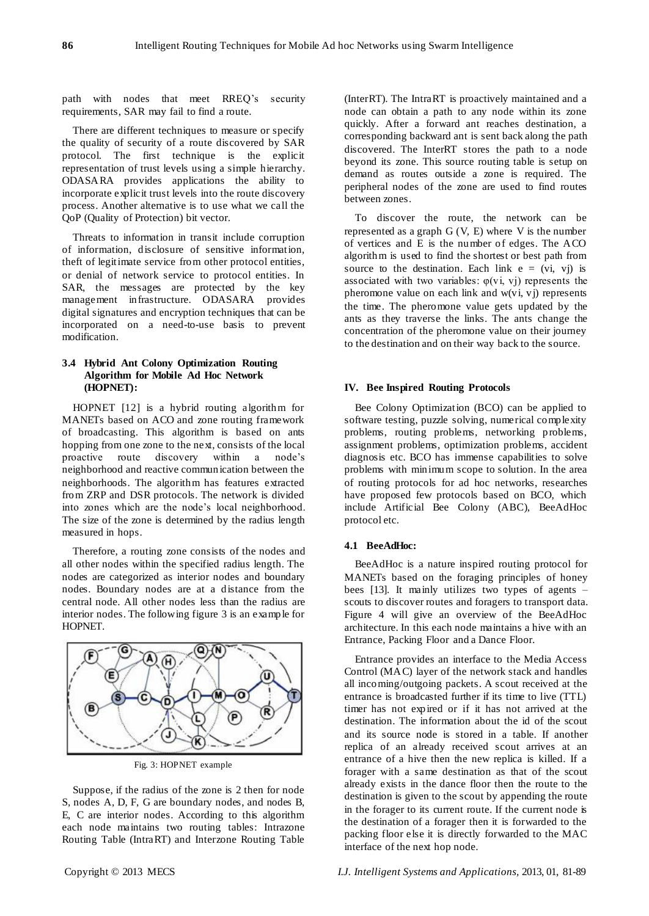path with nodes that meet RREQ's security requirements, SAR may fail to find a route.

There are different techniques to measure or specify the quality of security of a route discovered by SAR protocol. The first technique is the explicit representation of trust levels using a simple hierarchy. ODASARA provides applications the ability to incorporate explicit trust levels into the route discovery process. Another alternative is to use what we call the QoP (Quality of Protection) bit vector.

Threats to information in transit include corruption of information, disclosure of sensitive information, theft of legitimate service from other protocol entities, or denial of network service to protocol entities. In SAR, the messages are protected by the key management infrastructure. ODASARA provides digital signatures and encryption techniques that can be incorporated on a need-to-use basis to prevent modification.

### 3.4 Hybrid Ant Colony Optimization Routing Algorithm for Mobile Ad Hoc Network (HOPNET):

HOPNET [12] is a hybrid routing algorithm for MANETs based on ACO and zone routing framework of broadcasting. This algorithm is based on ants hopping from one zone to the next, consists of the local proactive route discovery within a node's neighborhood and reactive communication between the neighborhoods. The algorithm has features extracted from ZRP and DSR protocols. The network is divided into zones which are the node's local neighborhood. The size of the zone is determined by the radius length measured in hops.

Therefore, a routing zone consists of the nodes and all other nodes within the specified radius length. The nodes are categorized as interior nodes and boundary nodes. Boundary nodes are at a distance from the central node. All other nodes less than the radius are interior nodes. The following figure 3 is an example for HOPNET.

Fig. 3: HOPNET example

Suppose, if the radius of the zone is 2 then for node S, nodes A, D, F, G are boundary nodes, and nodes B, E, C are interior nodes. According to this algorithm each node maintains two routing tables: Intrazone Routing Table (IntraRT) and Interzone Routing Table (InterRT). The IntraRT is proactively maintained and a node can obtain a path to any node within its zone quickly. After a forward ant reaches destination, a corresponding backward ant is sent back along the path discovered. The InterRT stores the path to a node beyond its zone. This source routing table is setup on demand as routes outside a zone is required. The peripheral nodes of the zone are used to find routes between zones.

To discover the route, the network can be represented as a graph G (V, E) where V is the number of vertices and E is the number of edges. The ACO algorithm is used to find the shortest or best path from source to the destination. Each link $e = (v_i, v_j)$ is associated with two variables: $\varphi(v_i, v_j)$ represents the pheromone value on each link and $w(v_i, v_j)$ represents the time. The pheromone value gets updated by the ants as they traverse the links. The ants change the concentration of the pheromone value on their journey to the destination and on their way back to the source.

## IV. Bee Inspired Routing Protocols

Bee Colony Optimization (BCO) can be applied to software testing, puzzle solving, numerical complexity problems, routing problems, networking problems, assignment problems, optimization problems, accident diagnosis etc. BCO has immense capabilities to solve problems with minimum scope to solution. In the area of routing protocols for ad hoc networks, researches have proposed few protocols based on BCO, which include Artificial Bee Colony (ABC), BeeAdHoc protocol etc.

### 4.1 BeeAdHoc:

BeeAdHoc is a nature inspired routing protocol for MANETs based on the foraging principles of honey bees [13]. It mainly utilizes two types of agents – scouts to discover routes and foragers to transport data. Figure 4 will give an overview of the BeeAdHoc architecture. In this each node maintains a hive with an Entrance, Packing Floor and a Dance Floor.

Entrance provides an interface to the Media Access Control (MAC) layer of the network stack and handles all incoming/outgoing packets. A scout received at the entrance is broadcasted further if its time to live (TTL) timer has not expired or if it has not arrived at the destination. The information about the id of the scout and its source node is stored in a table. If another replica of an already received scout arrives at an entrance of a hive then the new replica is killed. If a forager with a same destination as that of the scout already exists in the dance floor then the route to the destination is given to the scout by appending the route in the forager to its current route. If the current node is the destination of a forager then it is forwarded to the packing floor else it is directly forwarded to the MAC interface of the next hop node.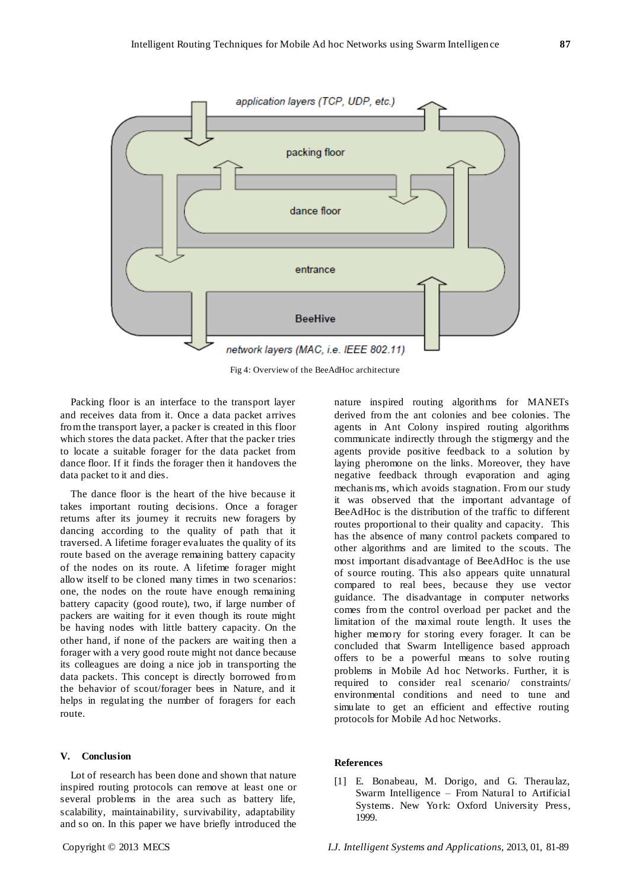Fig 4: Overview of the BeeAdHoc architecture

Packing floor is an interface to the transport layer and receives data from it. Once a data packet arrives from the transport layer, a packer is created in this floor which stores the data packet. After that the packer tries to locate a suitable forager for the data packet from dance floor. If it finds the forager then it handovers the data packet to it and dies.

The dance floor is the heart of the hive because it takes important routing decisions. Once a forager returns after its journey it recruits new foragers by dancing according to the quality of path that it traversed. A lifetime forager evaluates the quality of its route based on the average remaining battery capacity of the nodes on its route. A lifetime forager might allow itself to be cloned many times in two scenarios: one, the nodes on the route have enough remaining battery capacity (good route), two, if large number of packers are waiting for it even though its route might be having nodes with little battery capacity. On the other hand, if none of the packers are waiting then a forager with a very good route might not dance because its colleagues are doing a nice job in transporting the data packets. This concept is directly borrowed from the behavior of scout/forager bees in Nature, and it helps in regulating the number of foragers for each route.

## V. Conclusion

Lot of research has been done and shown that nature inspired routing protocols can remove at least one or several problems in the area such as battery life, scalability, maintainability, survivability, adaptability and so on. In this paper we have briefly introduced the nature inspired routing algorithms for MANETs derived from the ant colonies and bee colonies. The agents in Ant Colony inspired routing algorithms communicate indirectly through the stigmergy and the agents provide positive feedback to a solution by laying pheromone on the links. Moreover, they have negative feedback through evaporation and aging mechanisms, which avoids stagnation. From our study it was observed that the important advantage of BeeAdHoc is the distribution of the traffic to different routes proportional to their quality and capacity. This has the absence of many control packets compared to other algorithms and are limited to the scouts. The most important disadvantage of BeeAdHoc is the use of source routing. This also appears quite unnatural compared to real bees, because they use vector guidance. The disadvantage in computer networks comes from the control overload per packet and the limitation of the maximal route length. It uses the higher memory for storing every forager. It can be concluded that Swarm Intelligence based approach offers to be a powerful means to solve routing problems in Mobile Ad hoc Networks. Further, it is required to consider real scenario/ constraints/ environmental conditions and need to tune and simulate to get an efficient and effective routing protocols for Mobile Ad hoc Networks.

## References

[1] E. Bonabeau, M. Dorigo, and G. Theraulaz, Swarm Intelligence – From Natural to Artificial Systems. New York: Oxford University Press, 1999.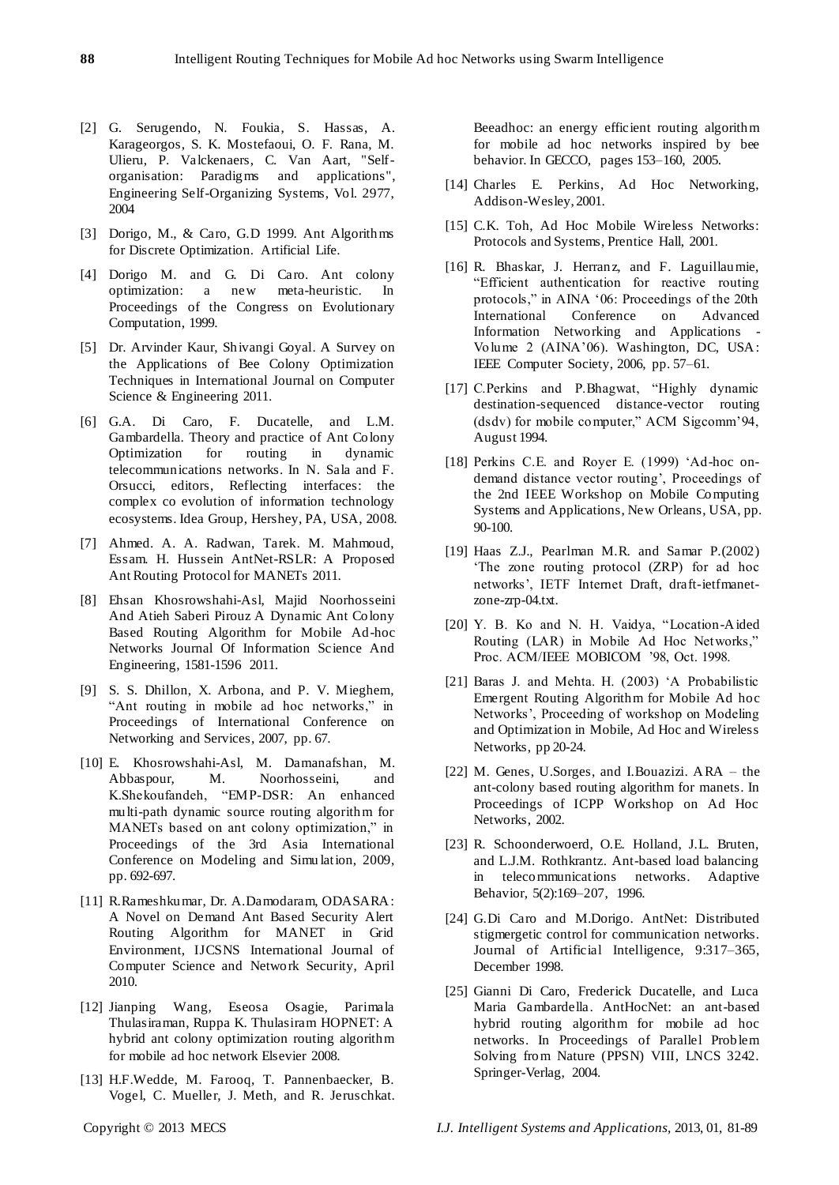[2] G. Serugendo, N. Foukia, S. Hassas, A. Karageorgos, S. K. Mostefaoui, O. F. Rana, M. Ulieru, P. Valckenaers, C. Van Aart, "Self-organisation: Paradigms and applications", Engineering Self-Organizing Systems, Vol. 2977, 2004

[3] Dorigo, M., & Caro, G.D 1999. Ant Algorithms for Discrete Optimization. Artificial Life.

[4] Dorigo M. and G. Di Caro. Ant colony optimization: a new meta-heuristic. In Proceedings of the Congress on Evolutionary Computation, 1999.

[5] Dr. Arvinder Kaur, Shivangi Goyal. A Survey on the Applications of Bee Colony Optimization Techniques in International Journal on Computer Science & Engineering 2011.

[6] G.A. Di Caro, F. Ducatelle, and L.M. Gambardella. Theory and practice of Ant Colony Optimization for routing in dynamic telecommunications networks. In N. Sala and F. Orsucci, editors, Reflecting interfaces: the complex co evolution of information technology ecosystems. Idea Group, Hershey, PA, USA, 2008.

[7] Ahmed. A. A. Radwan, Tarek. M. Mahmoud, Essam. H. Hussein AntNet-RSLR: A Proposed Ant Routing Protocol for MANETs 2011.

[8] Ehsan Khosrowshahi-Asl, Majid Noorhosseini And Atieh Saberi Pirouz A Dynamic Ant Colony Based Routing Algorithm for Mobile Ad-hoc Networks Journal Of Information Science And Engineering, 1581-1596 2011.

[9] S. S. Dhillon, X. Arbona, and P. V. Mieghem, "Ant routing in mobile ad hoc networks," in Proceedings of International Conference on Networking and Services, 2007, pp. 67.

[10] E. Khosrowshahi-Asl, M. Damanafshan, M. Abbaspour, M. Noorhosseini, and K.Shekoufandeh, "EMP-DSR: An enhanced multi-path dynamic source routing algorithm for MANETs based on ant colony optimization," in Proceedings of the 3rd Asia International Conference on Modeling and Simulation, 2009, pp. 692-697.

[11] R.Rameshkumar, Dr. A.Damodaram, ODASARA: A Novel on Demand Ant Based Security Alert Routing Algorithm for MANET in Grid Environment, IJCSNS International Journal of Computer Science and Network Security, April 2010.

[12] Jianping Wang, Eseosa Osagie, Parimala Thulasiraman, Ruppa K. Thulasiram HOPNET: A hybrid ant colony optimization routing algorithm for mobile ad hoc network Elsevier 2008.

[13] H.F.Wedde, M. Farooq, T. Pannenbaecker, B. Vogel, C. Mueller, J. Meth, and R. Jeruschkat. Beeadhoc: an energy efficient routing algorithm for mobile ad hoc networks inspired by bee behavior. In GECCO, pages 153–160, 2005.

[14] Charles E. Perkins, Ad Hoc Networking, Addison-Wesley, 2001.

[15] C.K. Toh, Ad Hoc Mobile Wireless Networks: Protocols and Systems, Prentice Hall, 2001.

[16] R. Bhaskar, J. Herranz, and F. Laguillaumie, "Efficient authentication for reactive routing protocols," in AINA '06: Proceedings of the 20th International Conference on Advanced Information Networking and Applications - Volume 2 (AINA'06). Washington, DC, USA: IEEE Computer Society, 2006, pp. 57–61.

[17] C.Perkins and P.Bhagwat, "Highly dynamic destination-sequenced distance-vector routing (dsdv) for mobile computer," ACM Sigcomm'94, August 1994.

[18] Perkins C.E. and Royer E. (1999) 'Ad-hoc on-demand distance vector routing', Proceedings of the 2nd IEEE Workshop on Mobile Computing Systems and Applications, New Orleans, USA, pp. 90-100.

[19] Haas Z.J., Pearlman M.R. and Samar P.(2002) 'The zone routing protocol (ZRP) for ad hoc networks', IETF Internet Draft, draft-ietfmanet-zone-zrp-04.txt.

[20] Y. B. Ko and N. H. Vaidya, "Location-Aided Routing (LAR) in Mobile Ad Hoc Networks," Proc. ACM/IEEE MOBICOM '98, Oct. 1998.

[21] Baras J. and Mehta. H. (2003) 'A Probabilistic Emergent Routing Algorithm for Mobile Ad hoc Networks', Proceeding of workshop on Modeling and Optimization in Mobile, Ad Hoc and Wireless Networks, pp 20-24.

[22] M. Genes, U.Sorges, and I.Bouazizi. ARA – the ant-colony based routing algorithm for manets. In Proceedings of ICPP Workshop on Ad Hoc Networks, 2002.

[23] R. Schoonderwoerd, O.E. Holland, J.L. Bruten, and L.J.M. Rothkrantz. Ant-based load balancing in telecommunications networks. Adaptive Behavior, 5(2):169–207, 1996.

[24] G.Di Caro and M.Dorigo. AntNet: Distributed stigmergetic control for communication networks. Journal of Artificial Intelligence, 9:317–365, December 1998.

[25] Gianni Di Caro, Frederick Ducatelle, and Luca Maria Gambardella. AntHocNet: an ant-based hybrid routing algorithm for mobile ad hoc networks. In Proceedings of Parallel Problem Solving from Nature (PPSN) VIII, LNCS 3242. Springer-Verlag, 2004.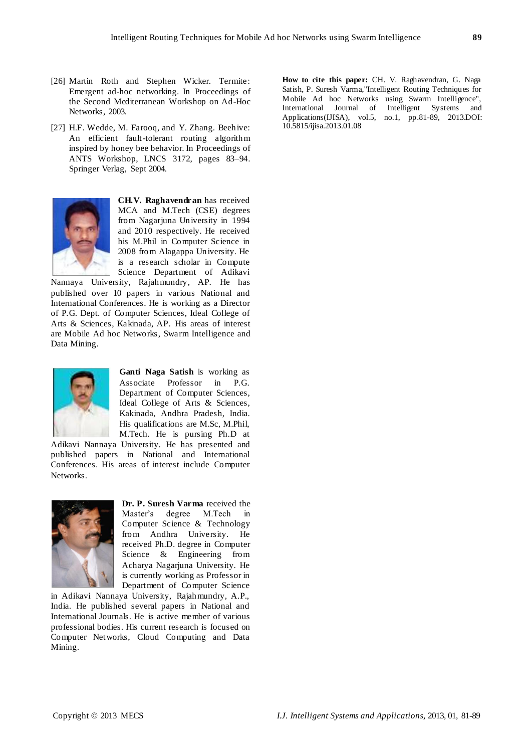[26] Martin Roth and Stephen Wicker. Termite: Emergent ad-hoc networking. In Proceedings of the Second Mediterranean Workshop on Ad-Hoc Networks, 2003.

[27] H.F. Wedde, M. Farooq, and Y. Zhang. Beehive: An efficient fault-tolerant routing algorithm inspired by honey bee behavior. In Proceedings of ANTS Workshop, LNCS 3172, pages 83–94. Springer Verlag, Sept 2004.

**CH.V. Raghavendran** has received MCA and M.Tech (CSE) degrees from Nagarjuna University in 1994 and 2010 respectively. He received his M.Phil in Computer Science in 2008 from Alagappa University. He is a research scholar in Compute Science Department of Adikavi Nannaya University, Rajahmundry, AP. He has published over 10 papers in various National and International Conferences. He is working as a Director of P.G. Dept. of Computer Sciences, Ideal College of Arts & Sciences, Kakinada, AP. His areas of interest are Mobile Ad hoc Networks, Swarm Intelligence and Data Mining.

**Ganti Naga Satish** is working as Associate Professor in P.G. Department of Computer Sciences, Ideal College of Arts & Sciences, Kakinada, Andhra Pradesh, India. His qualifications are M.Sc, M.Phil, M.Tech. He is pursing Ph.D at Adikavi Nannaya University. He has presented and published papers in National and International Conferences. His areas of interest include Computer Networks.

**Dr. P. Suresh Varma** received the Master's degree M.Tech in Computer Science & Technology from Andhra University. He received Ph.D. degree in Computer Science & Engineering from Acharya Nagarjuna University. He is currently working as Professor in Department of Computer Science in Adikavi Nannaya University, Rajahmundry, A.P., India. He published several papers in National and International Journals. He is active member of various professional bodies. His current research is focused on Computer Networks, Cloud Computing and Data Mining.

**How to cite this paper:** CH. V. Raghavendran, G. Naga Satish, P. Suresh Varma,"Intelligent Routing Techniques for Mobile Ad hoc Networks using Swarm Intelligence", International Journal of Intelligent Systems and Applications(IJISA), vol.5, no.1, pp.81-89, 2013.DOI: 10.5815/ijisa.2013.01.08